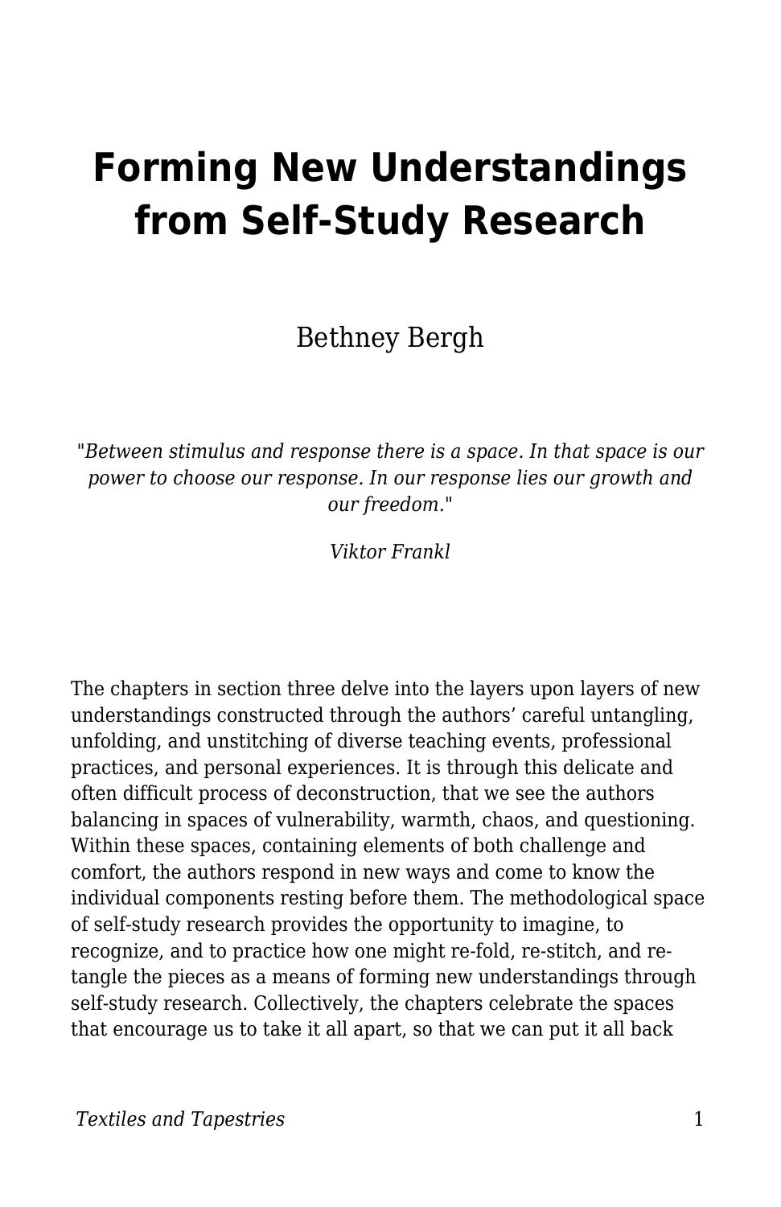# Forming New Understandings from Self-Study Research

Bethney Bergh

*"Between stimulus and response there is a space. In that space is our power to choose our response. In our response lies our growth and our freedom."*

*Viktor Frankl*

The chapters in section three delve into the layers upon layers of new understandings constructed through the authors' careful untangling, unfolding, and unstitching of diverse teaching events, professional practices, and personal experiences. It is through this delicate and often difficult process of deconstruction, that we see the authors balancing in spaces of vulnerability, warmth, chaos, and questioning. Within these spaces, containing elements of both challenge and comfort, the authors respond in new ways and come to know the individual components resting before them. The methodological space of self-study research provides the opportunity to imagine, to recognize, and to practice how one might re-fold, re-stitch, and re-tangle the pieces as a means of forming new understandings through self-study research. Collectively, the chapters celebrate the spaces that encourage us to take it all apart, so that we can put it all back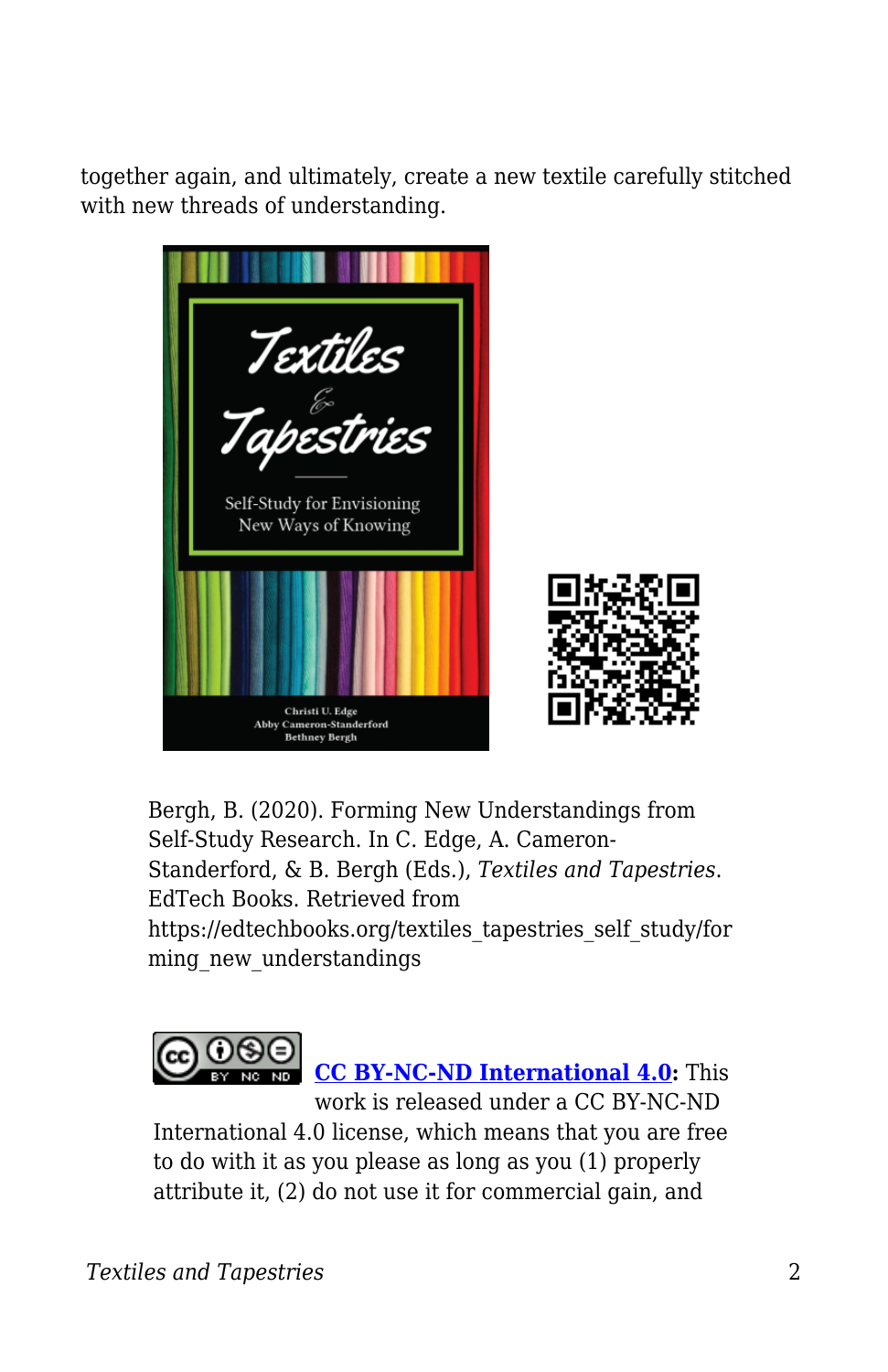together again, and ultimately, create a new textile carefully stitched with new threads of understanding.

Bergh, B. (2020). Forming New Understandings from Self-Study Research. In C. Edge, A. Cameron-Standerford, & B. Bergh (Eds.), *Textiles and Tapestries*. EdTech Books. Retrieved from https://edtechbooks.org/textiles_tapestries_self_study/forming_new_understandings

**[CC BY-NC-ND International 4.0](https://creativecommons.org/licenses/by-nc-nd/4.0/):** This work is released under a CC BY-NC-ND International 4.0 license, which means that you are free to do with it as you please as long as you (1) properly attribute it, (2) do not use it for commercial gain, and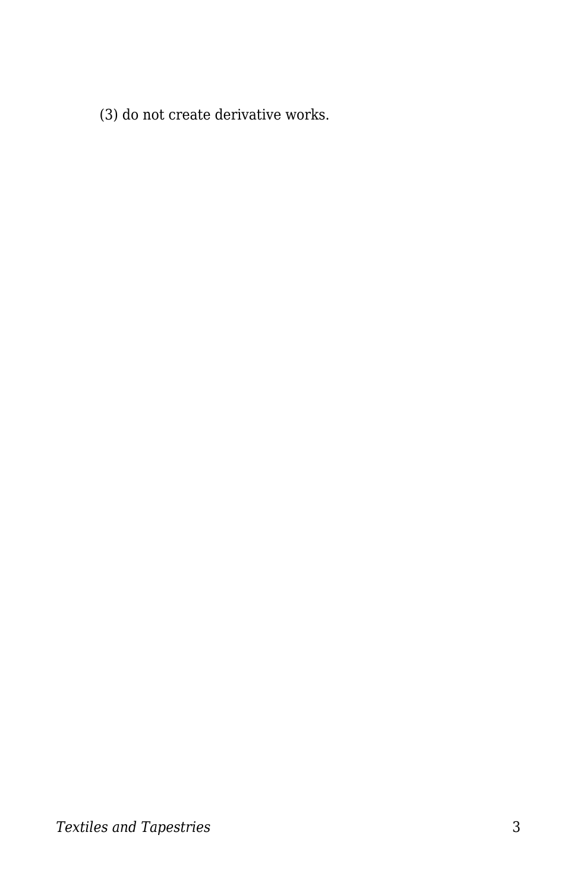(3) do not create derivative works.